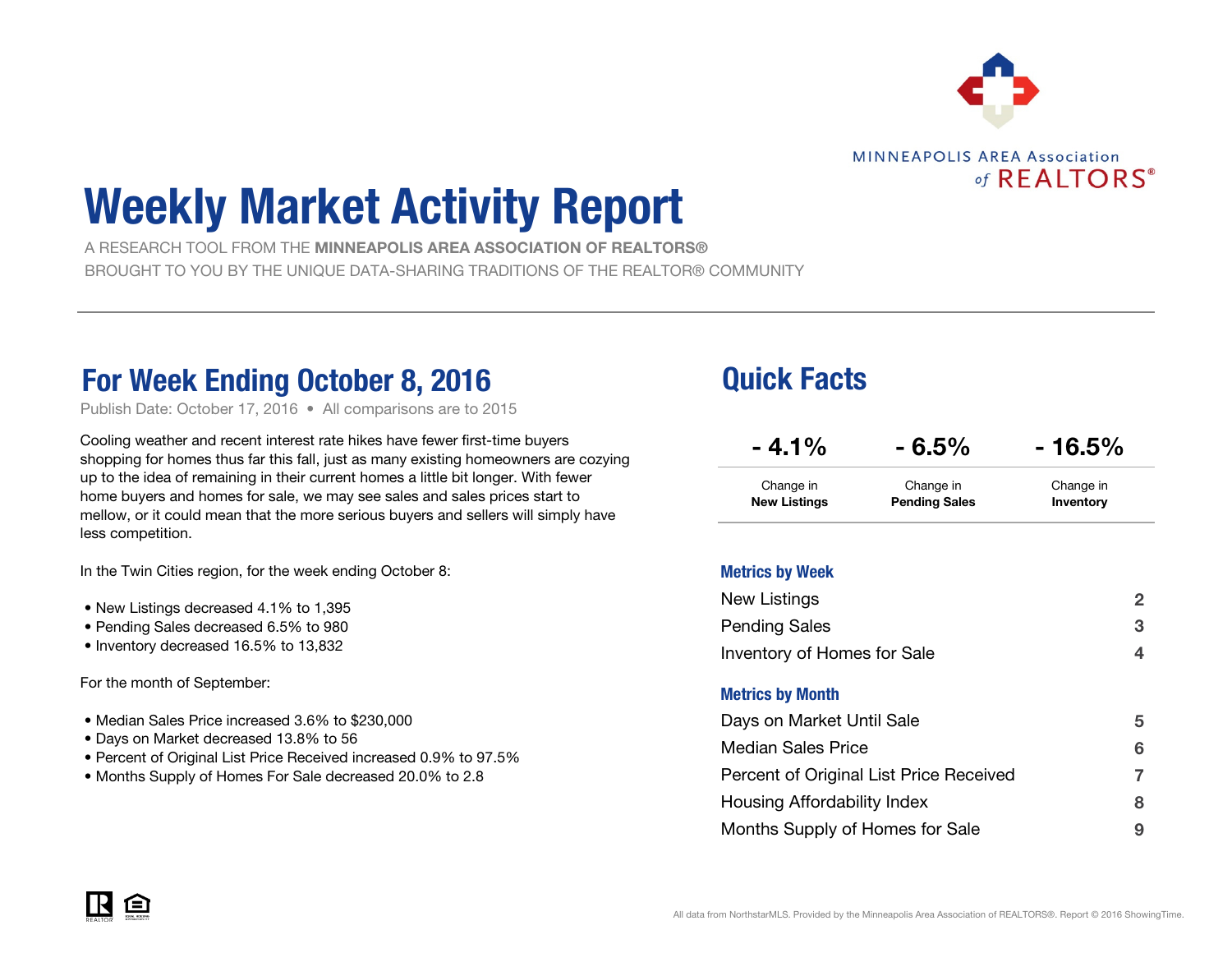MINNEAPOLIS AREA Association of REALTORS®

# Weekly Market Activity Report

A RESEARCH TOOL FROM THE **MINNEAPOLIS AREA ASSOCIATION OF REALTORS®**
BROUGHT TO YOU BY THE UNIQUE DATA-SHARING TRADITIONS OF THE REALTOR® COMMUNITY

## For Week Ending October 8, 2016

Publish Date: October 17, 2016 • All comparisons are to 2015

Cooling weather and recent interest rate hikes have fewer first-time buyers shopping for homes thus far this fall, just as many existing homeowners are cozying up to the idea of remaining in their current homes a little bit longer. With fewer home buyers and homes for sale, we may see sales and sales prices start to mellow, or it could mean that the more serious buyers and sellers will simply have less competition.

In the Twin Cities region, for the week ending October 8:

- New Listings decreased 4.1% to 1,395
- Pending Sales decreased 6.5% to 980
- Inventory decreased 16.5% to 13,832

For the month of September:

- Median Sales Price increased 3.6% to $230,000
- Days on Market decreased 13.8% to 56
- Percent of Original List Price Received increased 0.9% to 97.5%
- Months Supply of Homes For Sale decreased 20.0% to 2.8

## Quick Facts

| - 4.1% | - 6.5% | - 16.5% |
|---|---|---|
| Change in **New Listings** | Change in **Pending Sales** | Change in **Inventory** |

### Metrics by Week

| | |
|---|---|
| New Listings | 2 |
| Pending Sales | 3 |
| Inventory of Homes for Sale | 4 |

### Metrics by Month

| | |
|---|---|
| Days on Market Until Sale | 5 |
| Median Sales Price | 6 |
| Percent of Original List Price Received | 7 |
| Housing Affordability Index | 8 |
| Months Supply of Homes for Sale | 9 |

All data from NorthstarMLS. Provided by the Minneapolis Area Association of REALTORS®. Report © 2016 ShowingTime.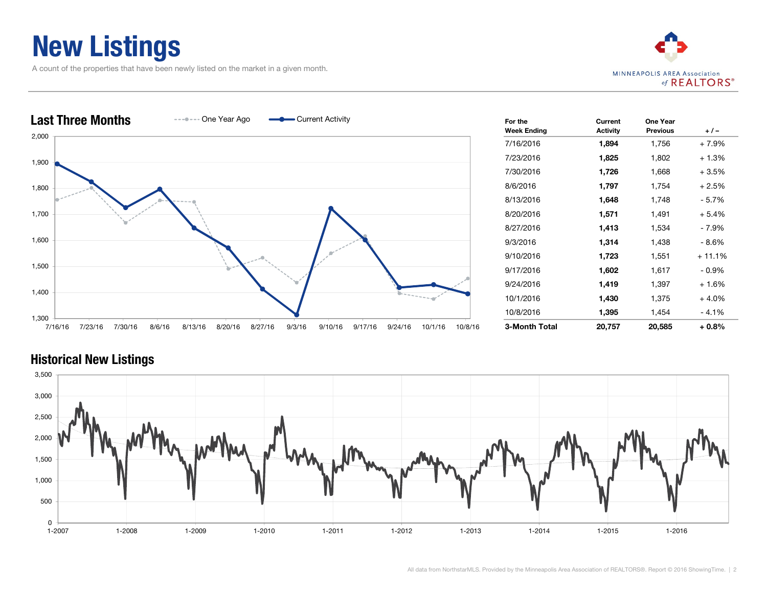# New Listings

A count of the properties that have been newly listed on the market in a given month.

## Last Three Months

| For the Week Ending | Current Activity | One Year Previous | + / – |
|---|---|---|---|
| 7/16/2016 | **1,894** | 1,756 | + 7.9% |
| 7/23/2016 | **1,825** | 1,802 | + 1.3% |
| 7/30/2016 | **1,726** | 1,668 | + 3.5% |
| 8/6/2016 | **1,797** | 1,754 | + 2.5% |
| 8/13/2016 | **1,648** | 1,748 | - 5.7% |
| 8/20/2016 | **1,571** | 1,491 | + 5.4% |
| 8/27/2016 | **1,413** | 1,534 | - 7.9% |
| 9/3/2016 | **1,314** | 1,438 | - 8.6% |
| 9/10/2016 | **1,723** | 1,551 | + 11.1% |
| 9/17/2016 | **1,602** | 1,617 | - 0.9% |
| 9/24/2016 | **1,419** | 1,397 | + 1.6% |
| 10/1/2016 | **1,430** | 1,375 | + 4.0% |
| 10/8/2016 | **1,395** | 1,454 | - 4.1% |
| **3-Month Total** | **20,757** | **20,585** | **+ 0.8%** |

## Historical New Listings

All data from NorthstarMLS. Provided by the Minneapolis Area Association of REALTORS®. Report © 2016 ShowingTime.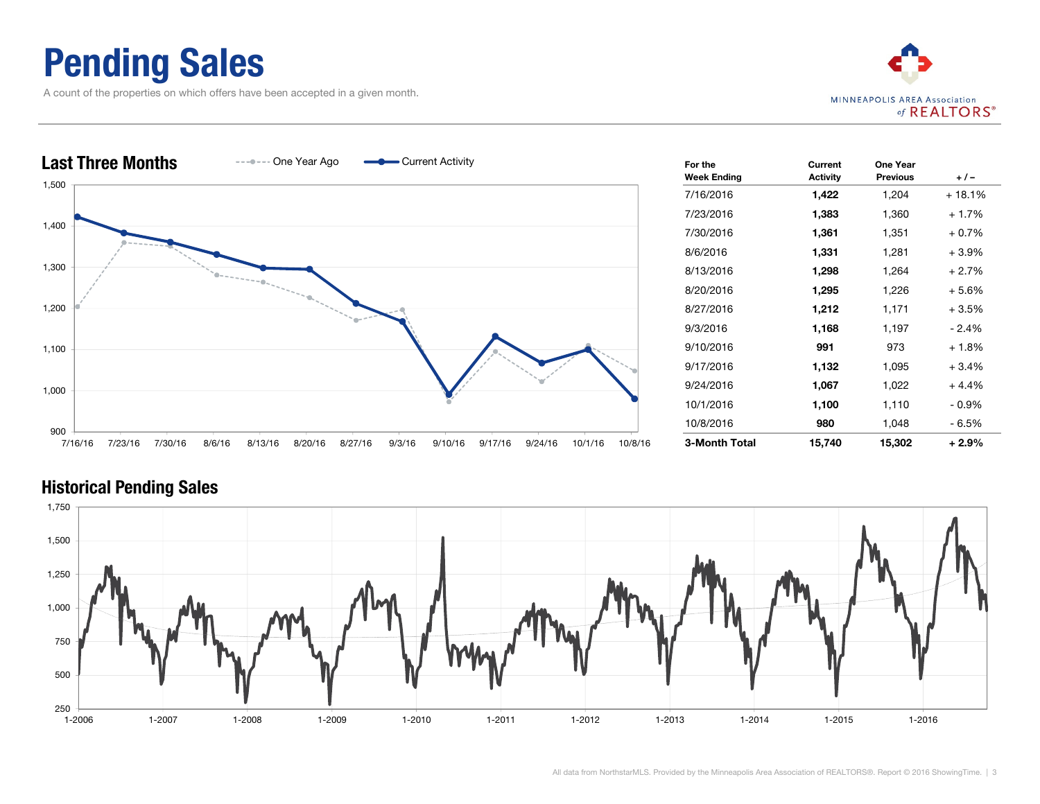# Pending Sales

A count of the properties on which offers have been accepted in a given month.

## Last Three Months

| For the Week Ending | Current Activity | One Year Previous | + / – |
|---|---|---|---|
| 7/16/2016 | **1,422** | 1,204 | + 18.1% |
| 7/23/2016 | **1,383** | 1,360 | + 1.7% |
| 7/30/2016 | **1,361** | 1,351 | + 0.7% |
| 8/6/2016 | **1,331** | 1,281 | + 3.9% |
| 8/13/2016 | **1,298** | 1,264 | + 2.7% |
| 8/20/2016 | **1,295** | 1,226 | + 5.6% |
| 8/27/2016 | **1,212** | 1,171 | + 3.5% |
| 9/3/2016 | **1,168** | 1,197 | - 2.4% |
| 9/10/2016 | **991** | 973 | + 1.8% |
| 9/17/2016 | **1,132** | 1,095 | + 3.4% |
| 9/24/2016 | **1,067** | 1,022 | + 4.4% |
| 10/1/2016 | **1,100** | 1,110 | - 0.9% |
| 10/8/2016 | **980** | 1,048 | - 6.5% |
| **3-Month Total** | **15,740** | **15,302** | **+ 2.9%** |

## Historical Pending Sales

All data from NorthstarMLS. Provided by the Minneapolis Area Association of REALTORS®. Report © 2016 ShowingTime.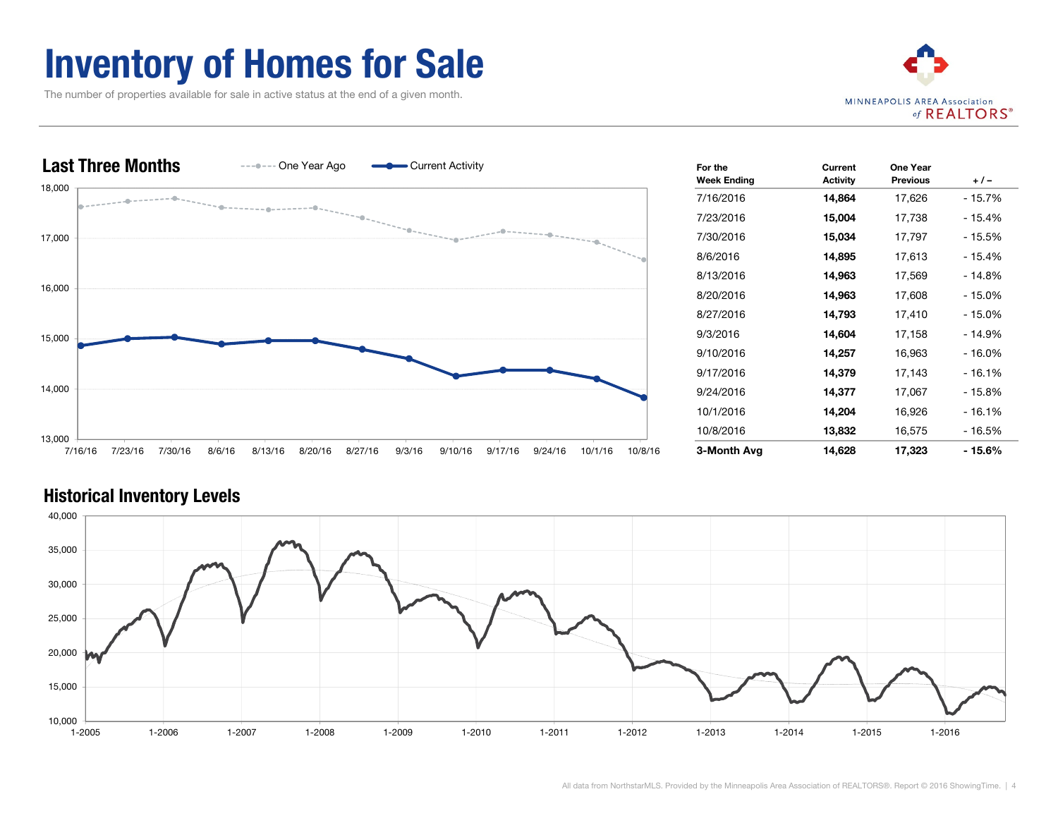# Inventory of Homes for Sale

The number of properties available for sale in active status at the end of a given month.

MINNEAPOLIS AREA Association of REALTORS®

## Last Three Months

| For the Week Ending | Current Activity | One Year Previous | + / – |
|---|---|---|---|
| 7/16/2016 | **14,864** | 17,626 | - 15.7% |
| 7/23/2016 | **15,004** | 17,738 | - 15.4% |
| 7/30/2016 | **15,034** | 17,797 | - 15.5% |
| 8/6/2016 | **14,895** | 17,613 | - 15.4% |
| 8/13/2016 | **14,963** | 17,569 | - 14.8% |
| 8/20/2016 | **14,963** | 17,608 | - 15.0% |
| 8/27/2016 | **14,793** | 17,410 | - 15.0% |
| 9/3/2016 | **14,604** | 17,158 | - 14.9% |
| 9/10/2016 | **14,257** | 16,963 | - 16.0% |
| 9/17/2016 | **14,379** | 17,143 | - 16.1% |
| 9/24/2016 | **14,377** | 17,067 | - 15.8% |
| 10/1/2016 | **14,204** | 16,926 | - 16.1% |
| 10/8/2016 | **13,832** | 16,575 | - 16.5% |
| **3-Month Avg** | **14,628** | **17,323** | **- 15.6%** |

## Historical Inventory Levels

All data from NorthstarMLS. Provided by the Minneapolis Area Association of REALTORS®. Report © 2016 ShowingTime.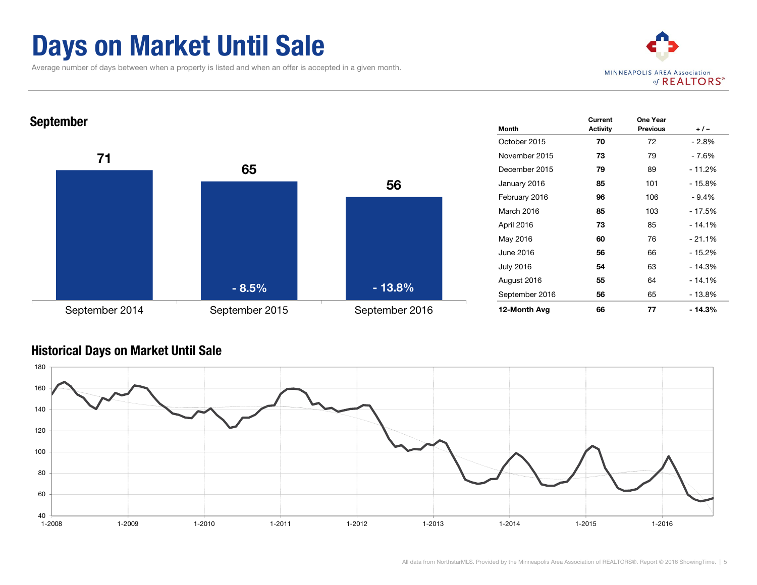# Days on Market Until Sale

Average number of days between when a property is listed and when an offer is accepted in a given month.

MINNEAPOLIS AREA Association of REALTORS®

## September

| September 2014 | September 2015 | September 2016 |
|---|---|---|
| 71 | 65 | 56 |
| | - 8.5% | - 13.8% |

| Month | Current Activity | One Year Previous | + / – |
|---|---|---|---|
| October 2015 | **70** | 72 | - 2.8% |
| November 2015 | **73** | 79 | - 7.6% |
| December 2015 | **79** | 89 | - 11.2% |
| January 2016 | **85** | 101 | - 15.8% |
| February 2016 | **96** | 106 | - 9.4% |
| March 2016 | **85** | 103 | - 17.5% |
| April 2016 | **73** | 85 | - 14.1% |
| May 2016 | **60** | 76 | - 21.1% |
| June 2016 | **56** | 66 | - 15.2% |
| July 2016 | **54** | 63 | - 14.3% |
| August 2016 | **55** | 64 | - 14.1% |
| September 2016 | **56** | 65 | - 13.8% |
| **12-Month Avg** | **66** | **77** | **- 14.3%** |

## Historical Days on Market Until Sale

All data from NorthstarMLS. Provided by the Minneapolis Area Association of REALTORS®. Report © 2016 ShowingTime.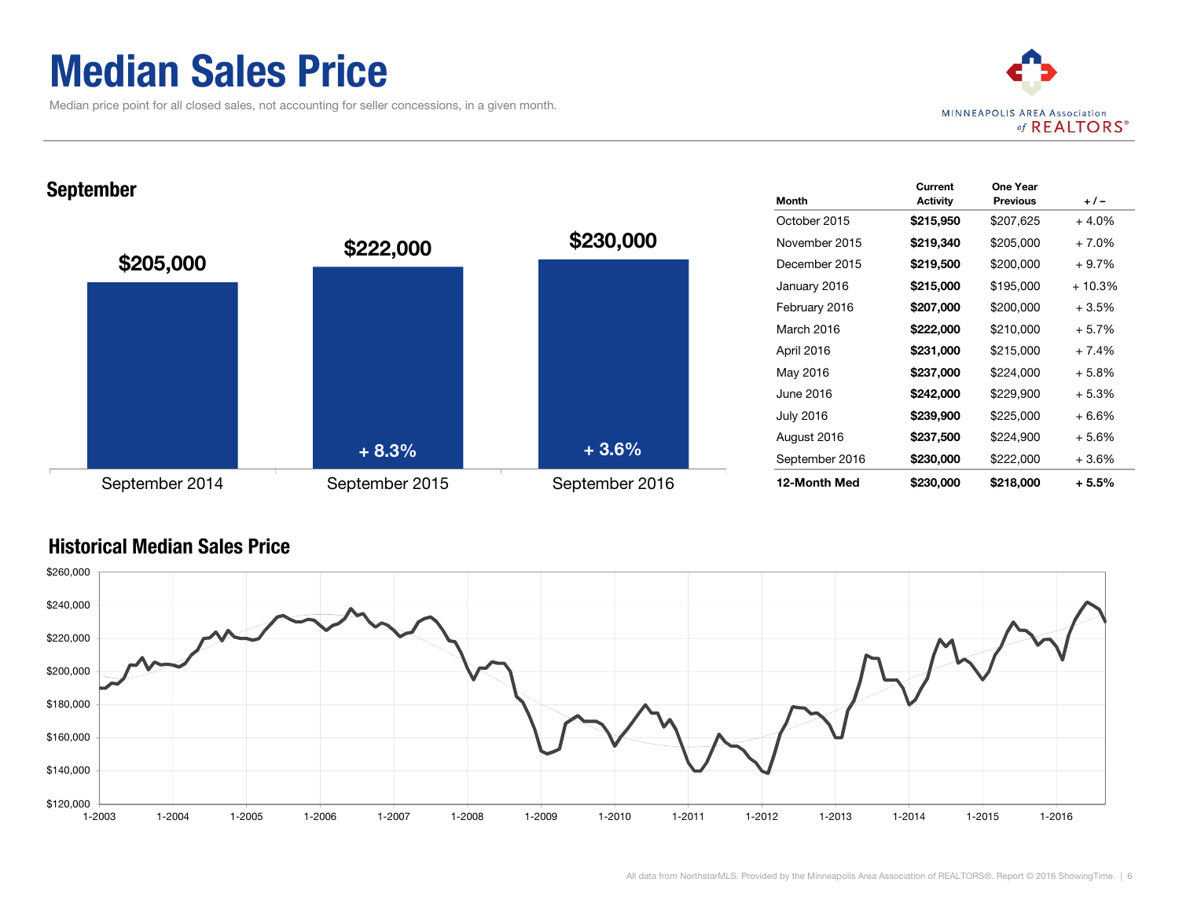# Median Sales Price

Median price point for all closed sales, not accounting for seller concessions, in a given month.

MINNEAPOLIS AREA Association of REALTORS®

## September

| | September 2014 | September 2015 | September 2016 |
|---|---|---|---|
| Median Sales Price | $205,000 | $222,000 | $230,000 |
| Change | | + 8.3% | + 3.6% |

| Month | Current Activity | One Year Previous | + / – |
|---|---|---|---|
| October 2015 | **$215,950** | $207,625 | + 4.0% |
| November 2015 | **$219,340** | $205,000 | + 7.0% |
| December 2015 | **$219,500** | $200,000 | + 9.7% |
| January 2016 | **$215,000** | $195,000 | + 10.3% |
| February 2016 | **$207,000** | $200,000 | + 3.5% |
| March 2016 | **$222,000** | $210,000 | + 5.7% |
| April 2016 | **$231,000** | $215,000 | + 7.4% |
| May 2016 | **$237,000** | $224,000 | + 5.8% |
| June 2016 | **$242,000** | $229,900 | + 5.3% |
| July 2016 | **$239,900** | $225,000 | + 6.6% |
| August 2016 | **$237,500** | $224,900 | + 5.6% |
| September 2016 | **$230,000** | $222,000 | + 3.6% |
| **12-Month Med** | **$230,000** | **$218,000** | **+ 5.5%** |

## Historical Median Sales Price

All data from NorthstarMLS. Provided by the Minneapolis Area Association of REALTORS®. Report © 2016 ShowingTime.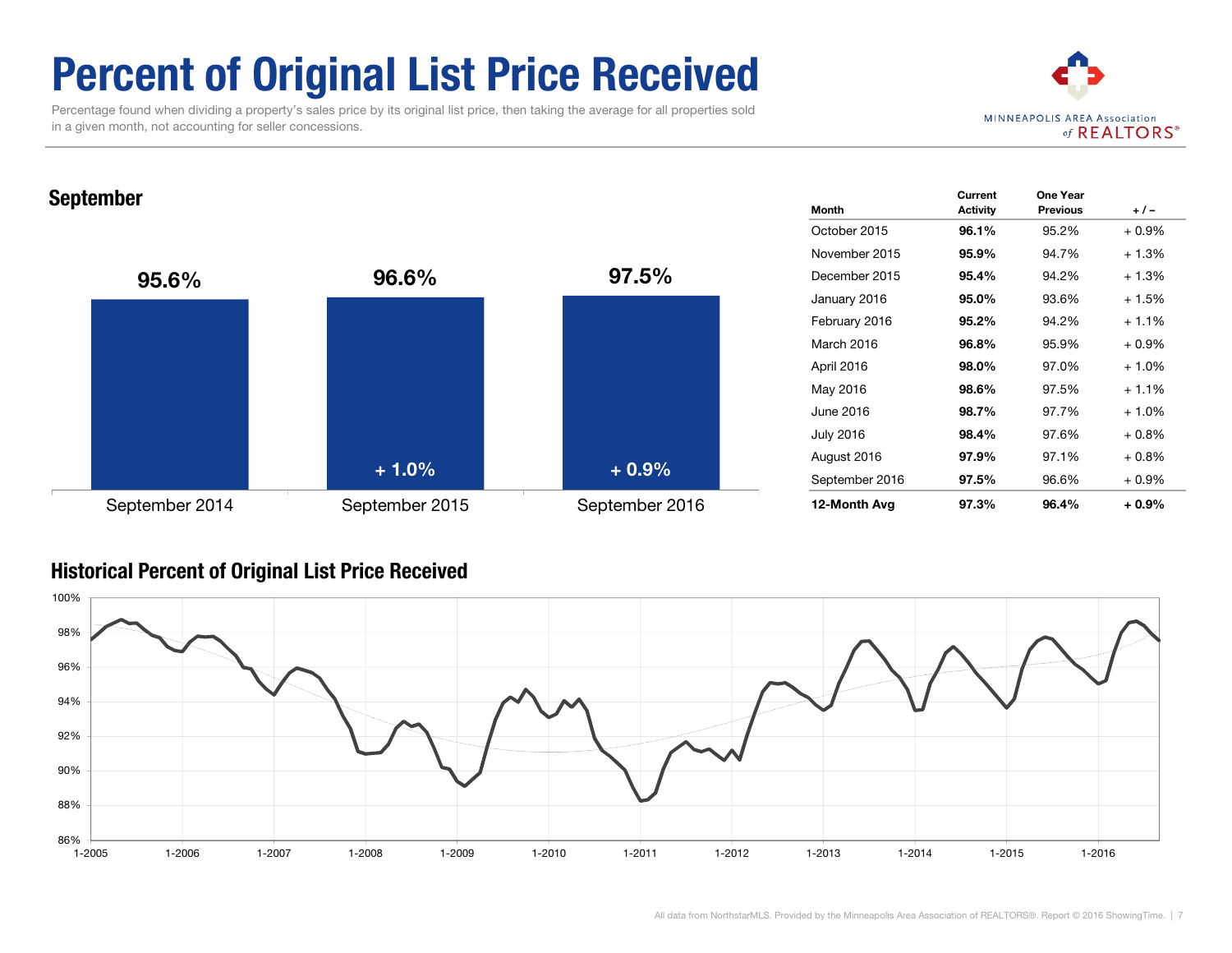# Percent of Original List Price Received

Percentage found when dividing a property's sales price by its original list price, then taking the average for all properties sold in a given month, not accounting for seller concessions.

MINNEAPOLIS AREA Association of REALTORS®

## September

| September 2014 | September 2015 | September 2016 |
|---|---|---|
| 95.6% | 96.6% | 97.5% |
| | + 1.0% | + 0.9% |

| Month | Current Activity | One Year Previous | + / – |
|---|---|---|---|
| October 2015 | **96.1%** | 95.2% | + 0.9% |
| November 2015 | **95.9%** | 94.7% | + 1.3% |
| December 2015 | **95.4%** | 94.2% | + 1.3% |
| January 2016 | **95.0%** | 93.6% | + 1.5% |
| February 2016 | **95.2%** | 94.2% | + 1.1% |
| March 2016 | **96.8%** | 95.9% | + 0.9% |
| April 2016 | **98.0%** | 97.0% | + 1.0% |
| May 2016 | **98.6%** | 97.5% | + 1.1% |
| June 2016 | **98.7%** | 97.7% | + 1.0% |
| July 2016 | **98.4%** | 97.6% | + 0.8% |
| August 2016 | **97.9%** | 97.1% | + 0.8% |
| September 2016 | **97.5%** | 96.6% | + 0.9% |
| **12-Month Avg** | **97.3%** | **96.4%** | **+ 0.9%** |

## Historical Percent of Original List Price Received

All data from NorthstarMLS. Provided by the Minneapolis Area Association of REALTORS®. Report © 2016 ShowingTime.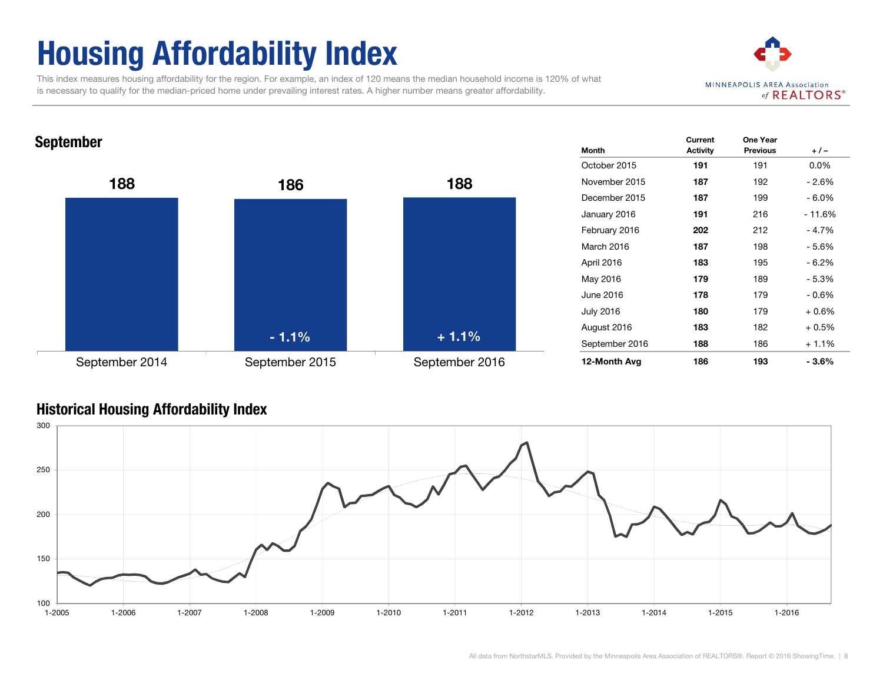# Housing Affordability Index

This index measures housing affordability for the region. For example, an index of 120 means the median household income is 120% of what is necessary to qualify for the median-priced home under prevailing interest rates. A higher number means greater affordability.

MINNEAPOLIS AREA Association of REALTORS®

## September

| | September 2014 | September 2015 | September 2016 |
|---|---|---|---|
| Index | 188 | 186 | 188 |
| Change | | - 1.1% | + 1.1% |

| Month | Current Activity | One Year Previous | + / – |
|---|---|---|---|
| October 2015 | **191** | 191 | 0.0% |
| November 2015 | **187** | 192 | - 2.6% |
| December 2015 | **187** | 199 | - 6.0% |
| January 2016 | **191** | 216 | - 11.6% |
| February 2016 | **202** | 212 | - 4.7% |
| March 2016 | **187** | 198 | - 5.6% |
| April 2016 | **183** | 195 | - 6.2% |
| May 2016 | **179** | 189 | - 5.3% |
| June 2016 | **178** | 179 | - 0.6% |
| July 2016 | **180** | 179 | + 0.6% |
| August 2016 | **183** | 182 | + 0.5% |
| September 2016 | **188** | 186 | + 1.1% |
| **12-Month Avg** | **186** | **193** | **- 3.6%** |

## Historical Housing Affordability Index

All data from NorthstarMLS. Provided by the Minneapolis Area Association of REALTORS®. Report © 2016 ShowingTime.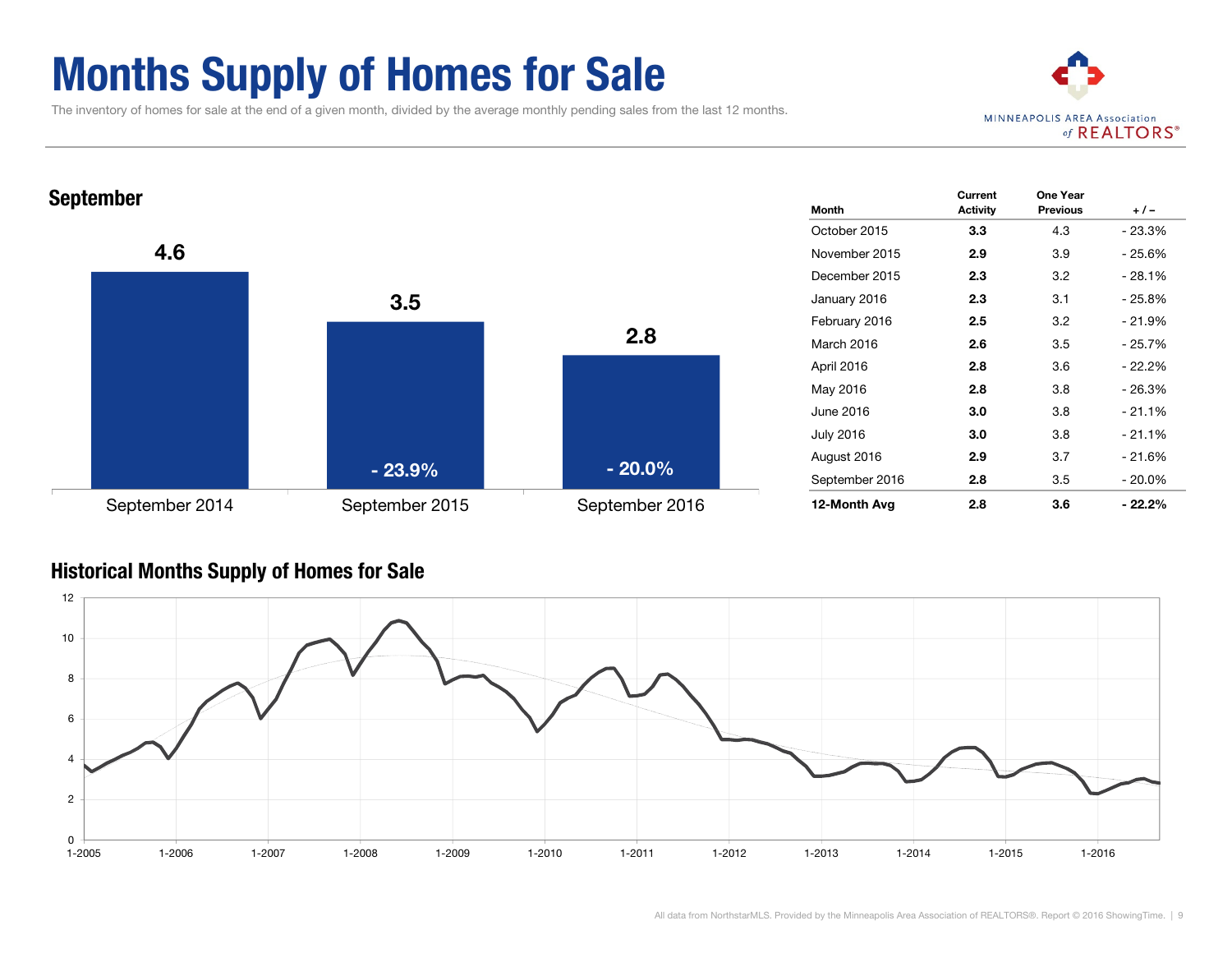# Months Supply of Homes for Sale

The inventory of homes for sale at the end of a given month, divided by the average monthly pending sales from the last 12 months.

MINNEAPOLIS AREA Association of REALTORS®

## September

4.6
3.5
2.8
- 23.9%
- 20.0%
September 2014
September 2015
September 2016

| Month | Current Activity | One Year Previous | + / – |
|---|---|---|---|
| October 2015 | **3.3** | 4.3 | - 23.3% |
| November 2015 | **2.9** | 3.9 | - 25.6% |
| December 2015 | **2.3** | 3.2 | - 28.1% |
| January 2016 | **2.3** | 3.1 | - 25.8% |
| February 2016 | **2.5** | 3.2 | - 21.9% |
| March 2016 | **2.6** | 3.5 | - 25.7% |
| April 2016 | **2.8** | 3.6 | - 22.2% |
| May 2016 | **2.8** | 3.8 | - 26.3% |
| June 2016 | **3.0** | 3.8 | - 21.1% |
| July 2016 | **3.0** | 3.8 | - 21.1% |
| August 2016 | **2.9** | 3.7 | - 21.6% |
| September 2016 | **2.8** | 3.5 | - 20.0% |
| **12-Month Avg** | **2.8** | **3.6** | **- 22.2%** |

## Historical Months Supply of Homes for Sale

12
10
8
6
4
2
0
1-2005
1-2006
1-2007
1-2008
1-2009
1-2010
1-2011
1-2012
1-2013
1-2014
1-2015
1-2016

All data from NorthstarMLS. Provided by the Minneapolis Area Association of REALTORS®. Report © 2016 ShowingTime.